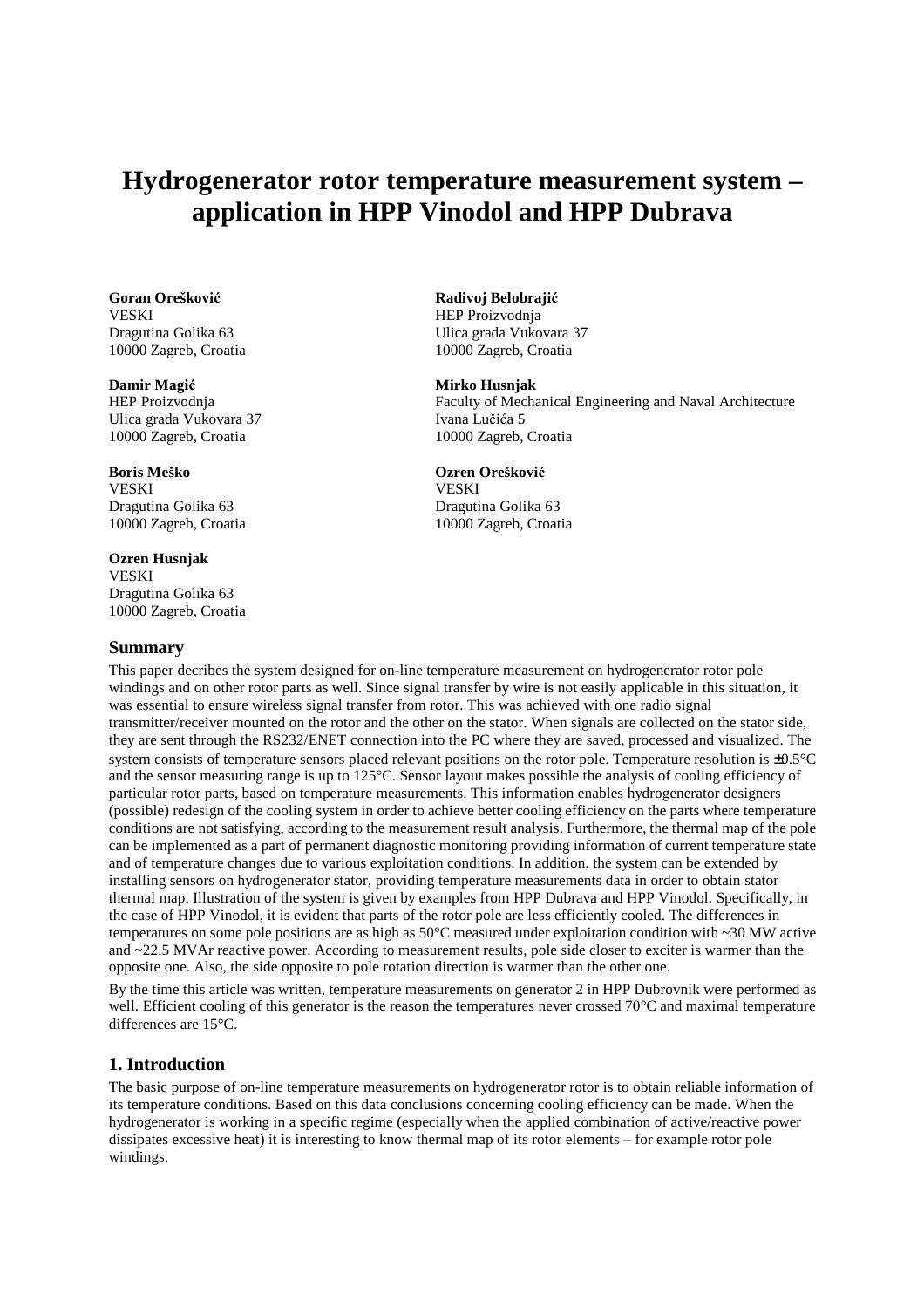# Hydrogenerator rotor temperature measurement system – application in HPP Vinodol and HPP Dubrava

**Goran Orešković**
VESKI
Dragutina Golika 63
10000 Zagreb, Croatia

**Radivoj Belobrajić**
HEP Proizvodnja
Ulica grada Vukovara 37
10000 Zagreb, Croatia

**Damir Magić**
HEP Proizvodnja
Ulica grada Vukovara 37
10000 Zagreb, Croatia

**Mirko Husnjak**
Faculty of Mechanical Engineering and Naval Architecture
Ivana Lučića 5
10000 Zagreb, Croatia

**Boris Meško**
VESKI
Dragutina Golika 63
10000 Zagreb, Croatia

**Ozren Orešković**
VESKI
Dragutina Golika 63
10000 Zagreb, Croatia

**Ozren Husnjak**
VESKI
Dragutina Golika 63
10000 Zagreb, Croatia

## Summary

This paper decribes the system designed for on-line temperature measurement on hydrogenerator rotor pole windings and on other rotor parts as well. Since signal transfer by wire is not easily applicable in this situation, it was essential to ensure wireless signal transfer from rotor. This was achieved with one radio signal transmitter/receiver mounted on the rotor and the other on the stator. When signals are collected on the stator side, they are sent through the RS232/ENET connection into the PC where they are saved, processed and visualized. The system consists of temperature sensors placed relevant positions on the rotor pole. Temperature resolution is ±0.5°C and the sensor measuring range is up to 125°C. Sensor layout makes possible the analysis of cooling efficiency of particular rotor parts, based on temperature measurements. This information enables hydrogenerator designers (possible) redesign of the cooling system in order to achieve better cooling efficiency on the parts where temperature conditions are not satisfying, according to the measurement result analysis. Furthermore, the thermal map of the pole can be implemented as a part of permanent diagnostic monitoring providing information of current temperature state and of temperature changes due to various exploitation conditions. In addition, the system can be extended by installing sensors on hydrogenerator stator, providing temperature measurements data in order to obtain stator thermal map. Illustration of the system is given by examples from HPP Dubrava and HPP Vinodol. Specifically, in the case of HPP Vinodol, it is evident that parts of the rotor pole are less efficiently cooled. The differences in temperatures on some pole positions are as high as 50°C measured under exploitation condition with ~30 MW active and ~22.5 MVAr reactive power. According to measurement results, pole side closer to exciter is warmer than the opposite one. Also, the side opposite to pole rotation direction is warmer than the other one.

By the time this article was written, temperature measurements on generator 2 in HPP Dubrovnik were performed as well. Efficient cooling of this generator is the reason the temperatures never crossed 70°C and maximal temperature differences are 15°C.

## 1. Introduction

The basic purpose of on-line temperature measurements on hydrogenerator rotor is to obtain reliable information of its temperature conditions. Based on this data conclusions concerning cooling efficiency can be made. When the hydrogenerator is working in a specific regime (especially when the applied combination of active/reactive power dissipates excessive heat) it is interesting to know thermal map of its rotor elements – for example rotor pole windings.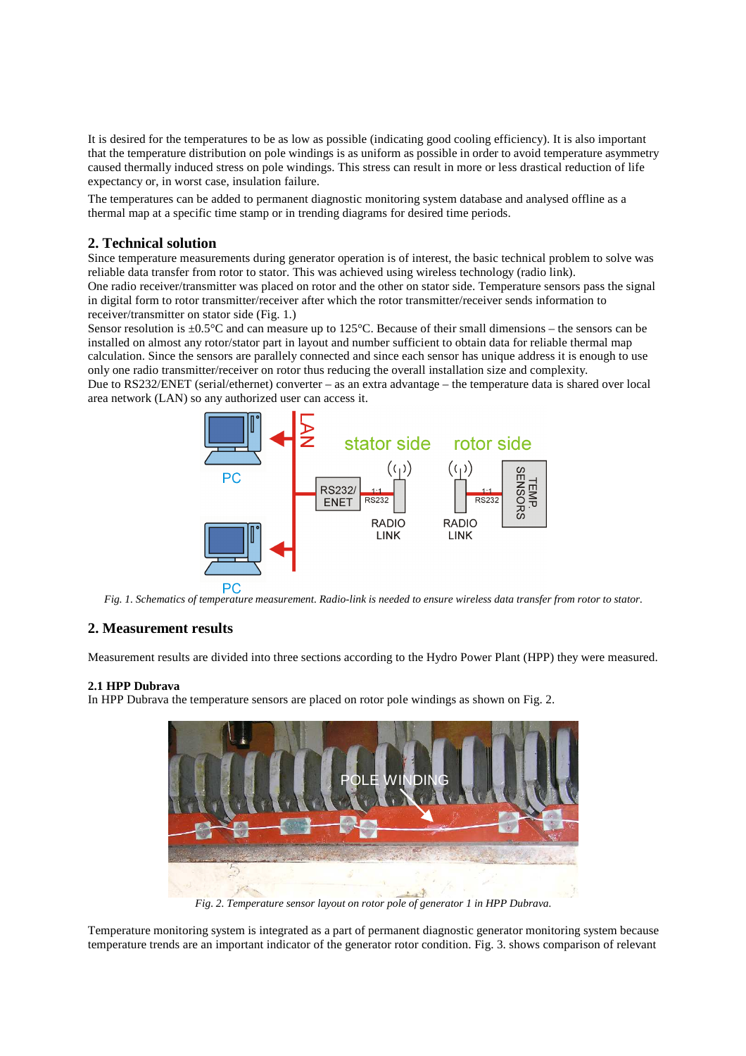It is desired for the temperatures to be as low as possible (indicating good cooling efficiency). It is also important that the temperature distribution on pole windings is as uniform as possible in order to avoid temperature asymmetry caused thermally induced stress on pole windings. This stress can result in more or less drastical reduction of life expectancy or, in worst case, insulation failure.

The temperatures can be added to permanent diagnostic monitoring system database and analysed offline as a thermal map at a specific time stamp or in trending diagrams for desired time periods.

## 2. Technical solution

Since temperature measurements during generator operation is of interest, the basic technical problem to solve was reliable data transfer from rotor to stator. This was achieved using wireless technology (radio link).
One radio receiver/transmitter was placed on rotor and the other on stator side. Temperature sensors pass the signal in digital form to rotor transmitter/receiver after which the rotor transmitter/receiver sends information to receiver/transmitter on stator side (Fig. 1.)
Sensor resolution is ±0.5°C and can measure up to 125°C. Because of their small dimensions – the sensors can be installed on almost any rotor/stator part in layout and number sufficient to obtain data for reliable thermal map calculation. Since the sensors are parallely connected and since each sensor has unique address it is enough to use only one radio transmitter/receiver on rotor thus reducing the overall installation size and complexity.
Due to RS232/ENET (serial/ethernet) converter – as an extra advantage – the temperature data is shared over local area network (LAN) so any authorized user can access it.

*Fig. 1. Schematics of temperature measurement. Radio-link is needed to ensure wireless data transfer from rotor to stator.*

## 2. Measurement results

Measurement results are divided into three sections according to the Hydro Power Plant (HPP) they were measured.

### 2.1 HPP Dubrava

In HPP Dubrava the temperature sensors are placed on rotor pole windings as shown on Fig. 2.

*Fig. 2. Temperature sensor layout on rotor pole of generator 1 in HPP Dubrava.*

Temperature monitoring system is integrated as a part of permanent diagnostic generator monitoring system because temperature trends are an important indicator of the generator rotor condition. Fig. 3. shows comparison of relevant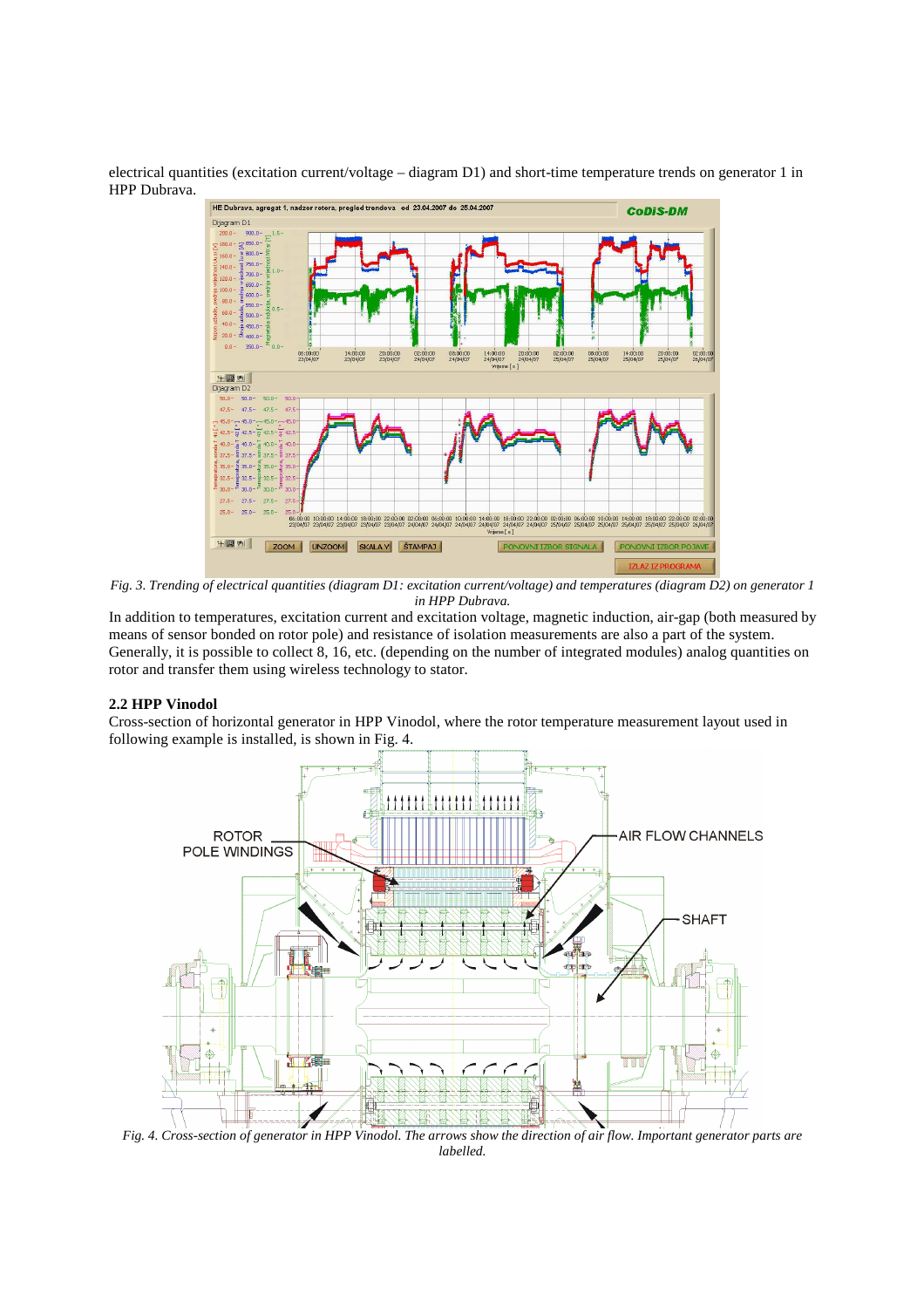electrical quantities (excitation current/voltage – diagram D1) and short-time temperature trends on generator 1 in HPP Dubrava.

*Fig. 3. Trending of electrical quantities (diagram D1: excitation current/voltage) and temperatures (diagram D2) on generator 1 in HPP Dubrava.*

In addition to temperatures, excitation current and excitation voltage, magnetic induction, air-gap (both measured by means of sensor bonded on rotor pole) and resistance of isolation measurements are also a part of the system. Generally, it is possible to collect 8, 16, etc. (depending on the number of integrated modules) analog quantities on rotor and transfer them using wireless technology to stator.

### 2.2 HPP Vinodol

Cross-section of horizontal generator in HPP Vinodol, where the rotor temperature measurement layout used in following example is installed, is shown in Fig. 4.

*Fig. 4. Cross-section of generator in HPP Vinodol. The arrows show the direction of air flow. Important generator parts are labelled.*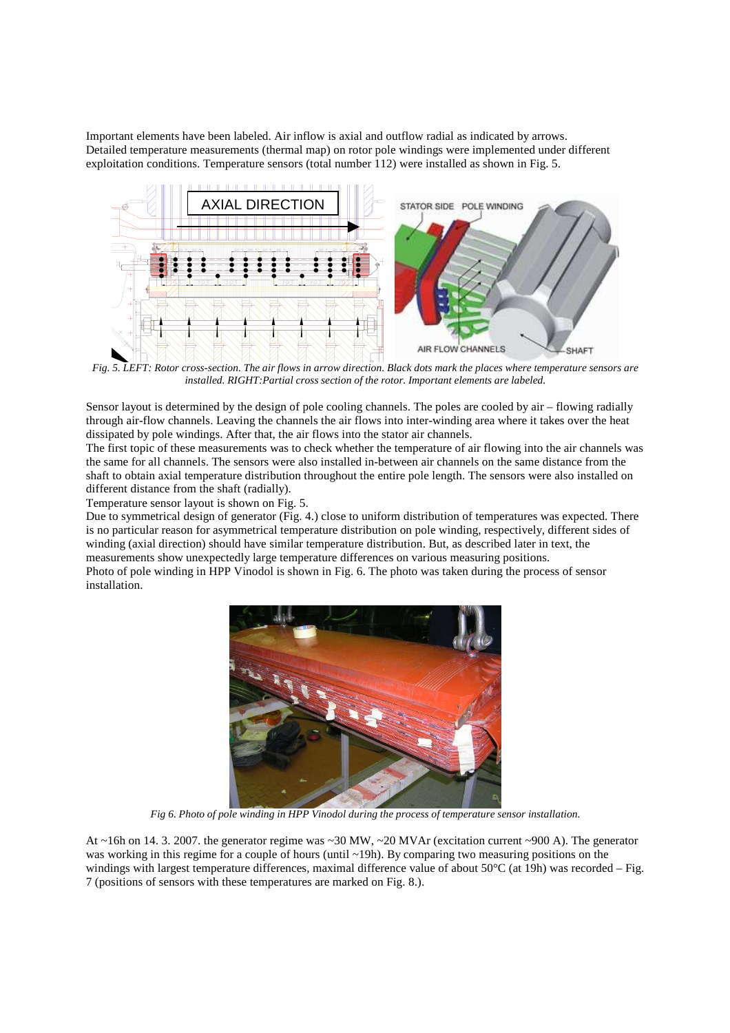Important elements have been labeled. Air inflow is axial and outflow radial as indicated by arrows.
Detailed temperature measurements (thermal map) on rotor pole windings were implemented under different exploitation conditions. Temperature sensors (total number 112) were installed as shown in Fig. 5.

*Fig. 5. LEFT: Rotor cross-section. The air flows in arrow direction. Black dots mark the places where temperature sensors are installed. RIGHT:Partial cross section of the rotor. Important elements are labeled.*

Sensor layout is determined by the design of pole cooling channels. The poles are cooled by air – flowing radially through air-flow channels. Leaving the channels the air flows into inter-winding area where it takes over the heat dissipated by pole windings. After that, the air flows into the stator air channels.
The first topic of these measurements was to check whether the temperature of air flowing into the air channels was the same for all channels. The sensors were also installed in-between air channels on the same distance from the shaft to obtain axial temperature distribution throughout the entire pole length. The sensors were also installed on different distance from the shaft (radially).
Temperature sensor layout is shown on Fig. 5.
Due to symmetrical design of generator (Fig. 4.) close to uniform distribution of temperatures was expected. There is no particular reason for asymmetrical temperature distribution on pole winding, respectively, different sides of winding (axial direction) should have similar temperature distribution. But, as described later in text, the measurements show unexpectedly large temperature differences on various measuring positions.
Photo of pole winding in HPP Vinodol is shown in Fig. 6. The photo was taken during the process of sensor installation.

*Fig 6. Photo of pole winding in HPP Vinodol during the process of temperature sensor installation.*

At ~16h on 14. 3. 2007. the generator regime was ~30 MW, ~20 MVAr (excitation current ~900 A). The generator was working in this regime for a couple of hours (until ~19h). By comparing two measuring positions on the windings with largest temperature differences, maximal difference value of about 50°C (at 19h) was recorded – Fig. 7 (positions of sensors with these temperatures are marked on Fig. 8.).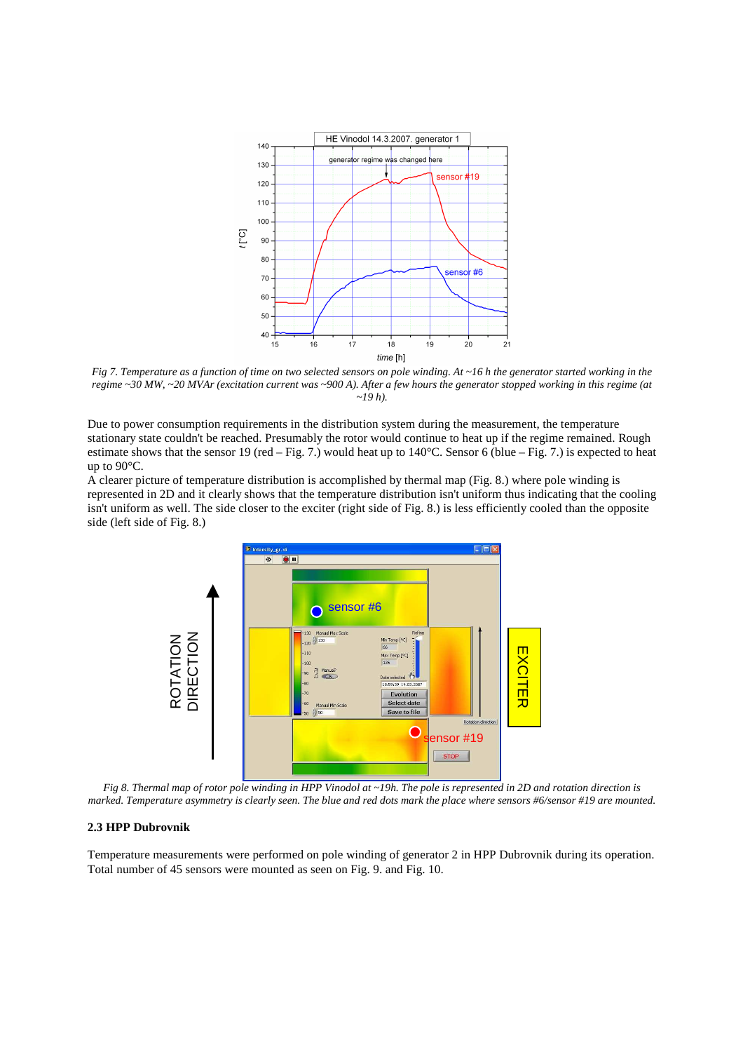*Fig 7. Temperature as a function of time on two selected sensors on pole winding. At ~16 h the generator started working in the regime ~30 MW, ~20 MVAr (excitation current was ~900 A). After a few hours the generator stopped working in this regime (at ~19 h).*

Due to power consumption requirements in the distribution system during the measurement, the temperature stationary state couldn't be reached. Presumably the rotor would continue to heat up if the regime remained. Rough estimate shows that the sensor 19 (red – Fig. 7.) would heat up to 140°C. Sensor 6 (blue – Fig. 7.) is expected to heat up to 90°C.

A clearer picture of temperature distribution is accomplished by thermal map (Fig. 8.) where pole winding is represented in 2D and it clearly shows that the temperature distribution isn't uniform thus indicating that the cooling isn't uniform as well. The side closer to the exciter (right side of Fig. 8.) is less efficiently cooled than the opposite side (left side of Fig. 8.)

*Fig 8. Thermal map of rotor pole winding in HPP Vinodol at ~19h. The pole is represented in 2D and rotation direction is marked. Temperature asymmetry is clearly seen. The blue and red dots mark the place where sensors #6/sensor #19 are mounted.*

### 2.3 HPP Dubrovnik

Temperature measurements were performed on pole winding of generator 2 in HPP Dubrovnik during its operation. Total number of 45 sensors were mounted as seen on Fig. 9. and Fig. 10.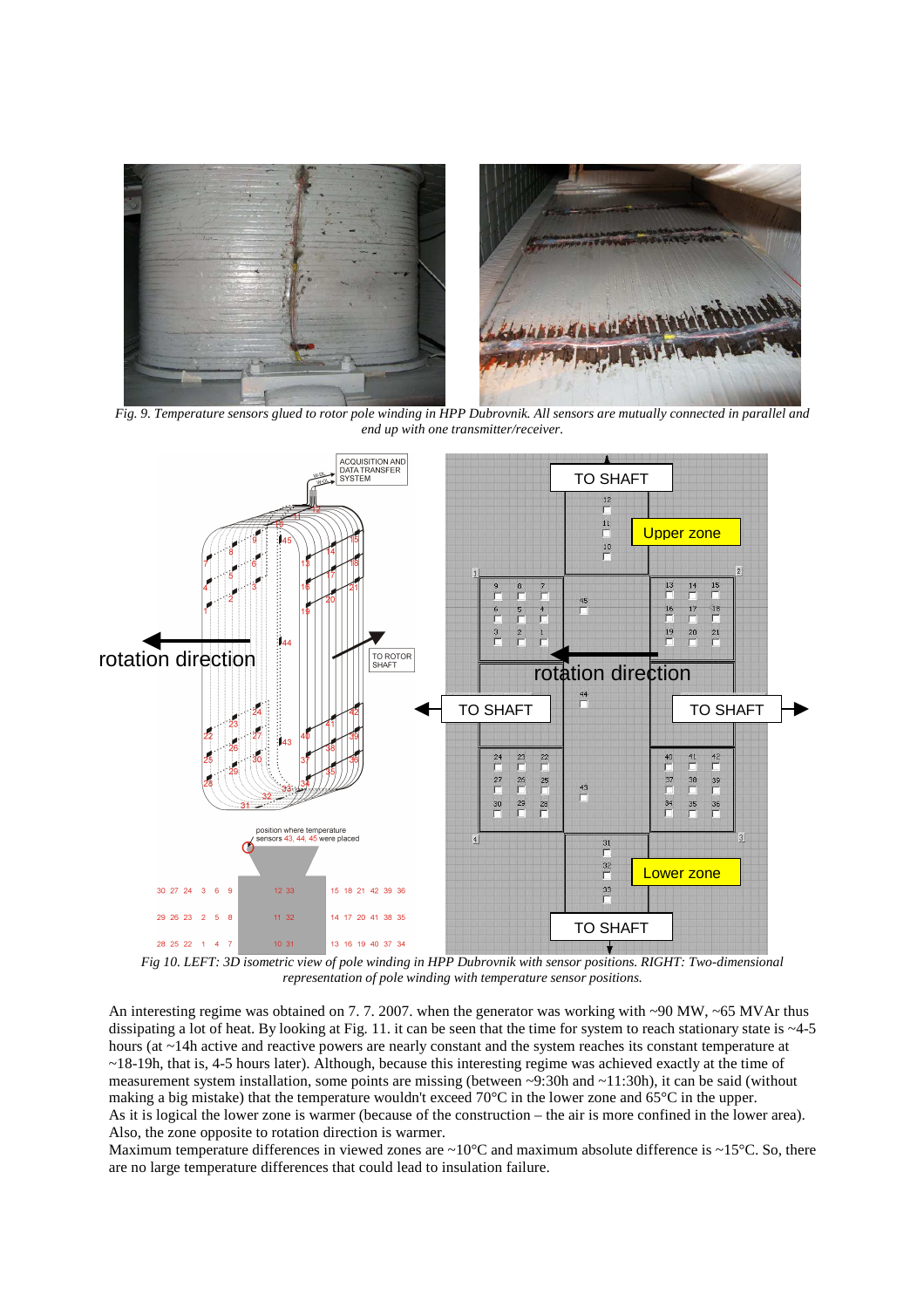*Fig. 9. Temperature sensors glued to rotor pole winding in HPP Dubrovnik. All sensors are mutually connected in parallel and end up with one transmitter/receiver.*

*Fig 10. LEFT: 3D isometric view of pole winding in HPP Dubrovnik with sensor positions. RIGHT: Two-dimensional representation of pole winding with temperature sensor positions.*

An interesting regime was obtained on 7. 7. 2007. when the generator was working with ~90 MW, ~65 MVAr thus dissipating a lot of heat. By looking at Fig. 11. it can be seen that the time for system to reach stationary state is ~4-5 hours (at ~14h active and reactive powers are nearly constant and the system reaches its constant temperature at ~18-19h, that is, 4-5 hours later). Although, because this interesting regime was achieved exactly at the time of measurement system installation, some points are missing (between ~9:30h and ~11:30h), it can be said (without making a big mistake) that the temperature wouldn't exceed 70°C in the lower zone and 65°C in the upper.

As it is logical the lower zone is warmer (because of the construction – the air is more confined in the lower area). Also, the zone opposite to rotation direction is warmer.

Maximum temperature differences in viewed zones are ~10°C and maximum absolute difference is ~15°C. So, there are no large temperature differences that could lead to insulation failure.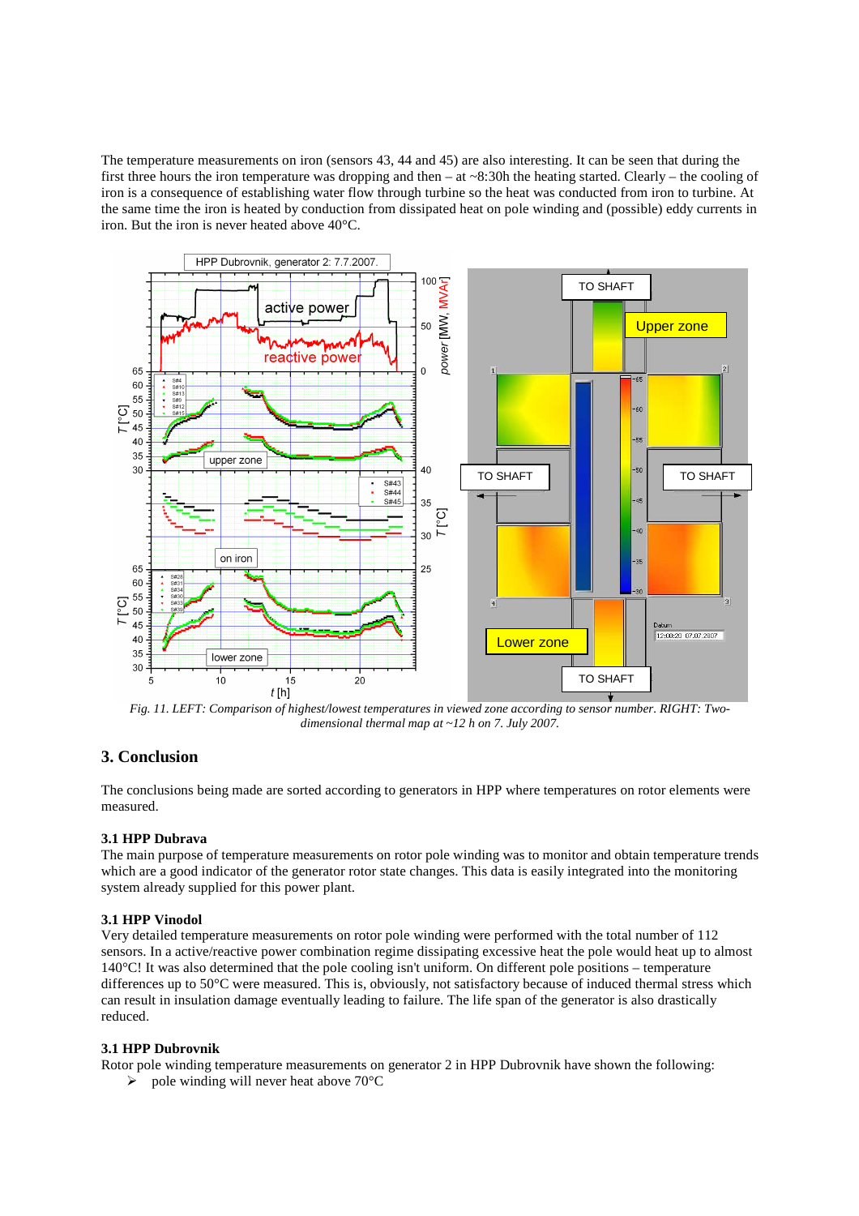The temperature measurements on iron (sensors 43, 44 and 45) are also interesting. It can be seen that during the first three hours the iron temperature was dropping and then – at ~8:30h the heating started. Clearly – the cooling of iron is a consequence of establishing water flow through turbine so the heat was conducted from iron to turbine. At the same time the iron is heated by conduction from dissipated heat on pole winding and (possible) eddy currents in iron. But the iron is never heated above 40°C.

*Fig. 11. LEFT: Comparison of highest/lowest temperatures in viewed zone according to sensor number. RIGHT: Two-dimensional thermal map at ~12 h on 7. July 2007.*

## 3. Conclusion

The conclusions being made are sorted according to generators in HPP where temperatures on rotor elements were measured.

### 3.1 HPP Dubrava

The main purpose of temperature measurements on rotor pole winding was to monitor and obtain temperature trends which are a good indicator of the generator rotor state changes. This data is easily integrated into the monitoring system already supplied for this power plant.

### 3.1 HPP Vinodol

Very detailed temperature measurements on rotor pole winding were performed with the total number of 112 sensors. In a active/reactive power combination regime dissipating excessive heat the pole would heat up to almost 140°C! It was also determined that the pole cooling isn't uniform. On different pole positions – temperature differences up to 50°C were measured. This is, obviously, not satisfactory because of induced thermal stress which can result in insulation damage eventually leading to failure. The life span of the generator is also drastically reduced.

### 3.1 HPP Dubrovnik

Rotor pole winding temperature measurements on generator 2 in HPP Dubrovnik have shown the following:

- pole winding will never heat above 70°C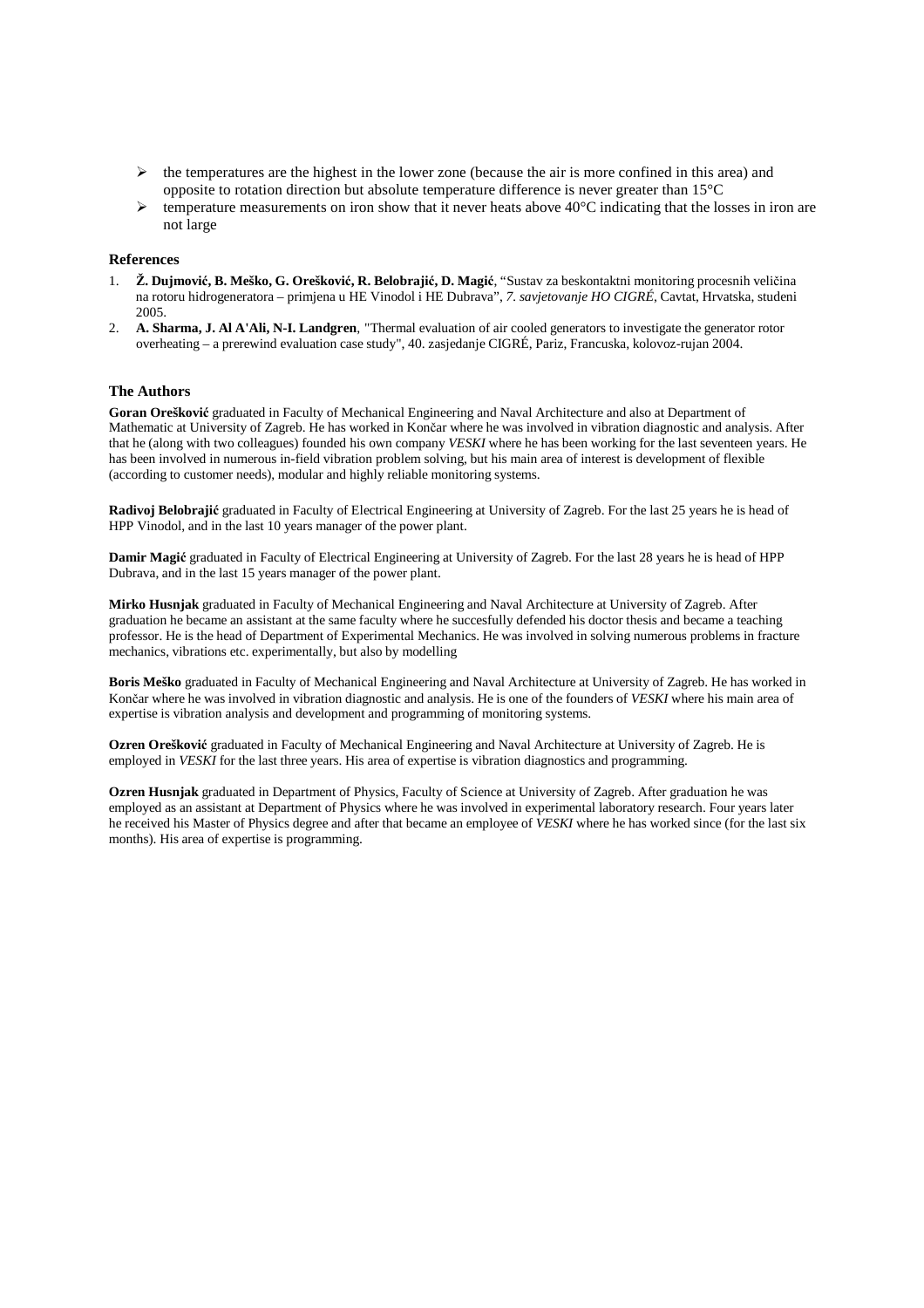- the temperatures are the highest in the lower zone (because the air is more confined in this area) and opposite to rotation direction but absolute temperature difference is never greater than 15°C
- temperature measurements on iron show that it never heats above 40°C indicating that the losses in iron are not large

## References

1. **Ž. Dujmović, B. Meško, G. Orešković, R. Belobrajić, D. Magić**, "Sustav za beskontaktni monitoring procesnih veličina na rotoru hidrogeneratora – primjena u HE Vinodol i HE Dubrava", *7. savjetovanje HO CIGRÉ*, Cavtat, Hrvatska, studeni 2005.
2. **A. Sharma, J. Al A'Ali, N-I. Landgren**, "Thermal evaluation of air cooled generators to investigate the generator rotor overheating – a prerewind evaluation case study", 40. zasjedanje CIGRÉ, Pariz, Francuska, kolovoz-rujan 2004.

## The Authors

**Goran Orešković** graduated in Faculty of Mechanical Engineering and Naval Architecture and also at Department of Mathematic at University of Zagreb. He has worked in Končar where he was involved in vibration diagnostic and analysis. After that he (along with two colleagues) founded his own company *VESKI* where he has been working for the last seventeen years. He has been involved in numerous in-field vibration problem solving, but his main area of interest is development of flexible (according to customer needs), modular and highly reliable monitoring systems.

**Radivoj Belobrajić** graduated in Faculty of Electrical Engineering at University of Zagreb. For the last 25 years he is head of HPP Vinodol, and in the last 10 years manager of the power plant.

**Damir Magić** graduated in Faculty of Electrical Engineering at University of Zagreb. For the last 28 years he is head of HPP Dubrava, and in the last 15 years manager of the power plant.

**Mirko Husnjak** graduated in Faculty of Mechanical Engineering and Naval Architecture at University of Zagreb. After graduation he became an assistant at the same faculty where he succesfully defended his doctor thesis and became a teaching professor. He is the head of Department of Experimental Mechanics. He was involved in solving numerous problems in fracture mechanics, vibrations etc. experimentally, but also by modelling

**Boris Meško** graduated in Faculty of Mechanical Engineering and Naval Architecture at University of Zagreb. He has worked in Končar where he was involved in vibration diagnostic and analysis. He is one of the founders of *VESKI* where his main area of expertise is vibration analysis and development and programming of monitoring systems.

**Ozren Orešković** graduated in Faculty of Mechanical Engineering and Naval Architecture at University of Zagreb. He is employed in *VESKI* for the last three years. His area of expertise is vibration diagnostics and programming.

**Ozren Husnjak** graduated in Department of Physics, Faculty of Science at University of Zagreb. After graduation he was employed as an assistant at Department of Physics where he was involved in experimental laboratory research. Four years later he received his Master of Physics degree and after that became an employee of *VESKI* where he has worked since (for the last six months). His area of expertise is programming.